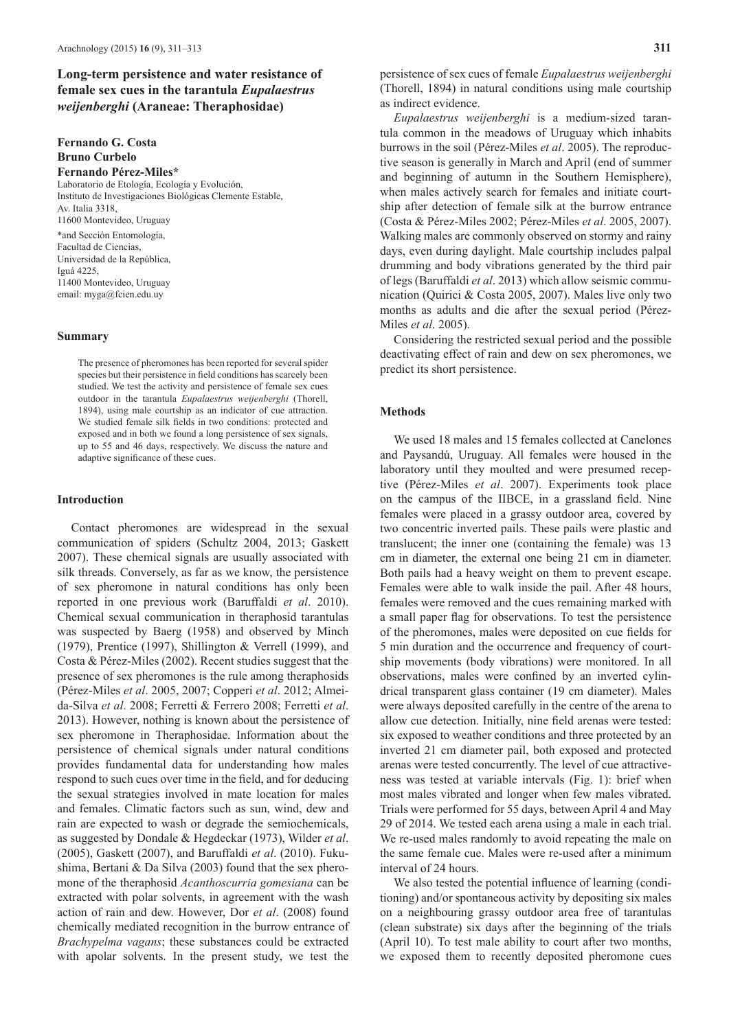# Long-term persistence and water resistance of female sex cues in the tarantula *Eupalaestrus weijenberghi* (Araneae: Theraphosidae)

**Fernando G. Costa**
**Bruno Curbelo**
**Fernando Pérez-Miles***

Laboratorio de Etología, Ecología y Evolución,
Instituto de Investigaciones Biológicas Clemente Estable,
Av. Italia 3318,
11600 Montevideo, Uruguay

*and Sección Entomología,
Facultad de Ciencias,
Universidad de la República,
Iguá 4225,
11400 Montevideo, Uruguay
email: myga@fcien.edu.uy

## Summary

The presence of pheromones has been reported for several spider species but their persistence in field conditions has scarcely been studied. We test the activity and persistence of female sex cues outdoor in the tarantula *Eupalaestrus weijenberghi* (Thorell, 1894), using male courtship as an indicator of cue attraction. We studied female silk fields in two conditions: protected and exposed and in both we found a long persistence of sex signals, up to 55 and 46 days, respectively. We discuss the nature and adaptive significance of these cues.

## Introduction

Contact pheromones are widespread in the sexual communication of spiders (Schultz 2004, 2013; Gaskett 2007). These chemical signals are usually associated with silk threads. Conversely, as far as we know, the persistence of sex pheromone in natural conditions has only been reported in one previous work (Baruffaldi *et al*. 2010). Chemical sexual communication in theraphosid tarantulas was suspected by Baerg (1958) and observed by Minch (1979), Prentice (1997), Shillington & Verrell (1999), and Costa & Pérez-Miles (2002). Recent studies suggest that the presence of sex pheromones is the rule among theraphosids (Pérez-Miles *et al*. 2005, 2007; Copperi *et al*. 2012; Almeida-Silva *et al*. 2008; Ferretti & Ferrero 2008; Ferretti *et al*. 2013). However, nothing is known about the persistence of sex pheromone in Theraphosidae. Information about the persistence of chemical signals under natural conditions provides fundamental data for understanding how males respond to such cues over time in the field, and for deducing the sexual strategies involved in mate location for males and females. Climatic factors such as sun, wind, dew and rain are expected to wash or degrade the semiochemicals, as suggested by Dondale & Hegdeckar (1973), Wilder *et al*. (2005), Gaskett (2007), and Baruffaldi *et al*. (2010). Fukushima, Bertani & Da Silva (2003) found that the sex pheromone of the theraphosid *Acanthoscurria gomesiana* can be extracted with polar solvents, in agreement with the wash action of rain and dew. However, Dor *et al*. (2008) found chemically mediated recognition in the burrow entrance of *Brachypelma vagans*; these substances could be extracted with apolar solvents. In the present study, we test the persistence of sex cues of female *Eupalaestrus weijenberghi* (Thorell, 1894) in natural conditions using male courtship as indirect evidence.

*Eupalaestrus weijenberghi* is a medium-sized tarantula common in the meadows of Uruguay which inhabits burrows in the soil (Pérez-Miles *et al*. 2005). The reproductive season is generally in March and April (end of summer and beginning of autumn in the Southern Hemisphere), when males actively search for females and initiate courtship after detection of female silk at the burrow entrance (Costa & Pérez-Miles 2002; Pérez-Miles *et al*. 2005, 2007). Walking males are commonly observed on stormy and rainy days, even during daylight. Male courtship includes palpal drumming and body vibrations generated by the third pair of legs (Baruffaldi *et al*. 2013) which allow seismic communication (Quirici & Costa 2005, 2007). Males live only two months as adults and die after the sexual period (Pérez-Miles *et al*. 2005).

Considering the restricted sexual period and the possible deactivating effect of rain and dew on sex pheromones, we predict its short persistence.

## Methods

We used 18 males and 15 females collected at Canelones and Paysandú, Uruguay. All females were housed in the laboratory until they moulted and were presumed receptive (Pérez-Miles *et al*. 2007). Experiments took place on the campus of the IIBCE, in a grassland field. Nine females were placed in a grassy outdoor area, covered by two concentric inverted pails. These pails were plastic and translucent; the inner one (containing the female) was 13 cm in diameter, the external one being 21 cm in diameter. Both pails had a heavy weight on them to prevent escape. Females were able to walk inside the pail. After 48 hours, females were removed and the cues remaining marked with a small paper flag for observations. To test the persistence of the pheromones, males were deposited on cue fields for 5 min duration and the occurrence and frequency of courtship movements (body vibrations) were monitored. In all observations, males were confined by an inverted cylindrical transparent glass container (19 cm diameter). Males were always deposited carefully in the centre of the arena to allow cue detection. Initially, nine field arenas were tested: six exposed to weather conditions and three protected by an inverted 21 cm diameter pail, both exposed and protected arenas were tested concurrently. The level of cue attractiveness was tested at variable intervals (Fig. 1): brief when most males vibrated and longer when few males vibrated. Trials were performed for 55 days, between April 4 and May 29 of 2014. We tested each arena using a male in each trial. We re-used males randomly to avoid repeating the male on the same female cue. Males were re-used after a minimum interval of 24 hours.

We also tested the potential influence of learning (conditioning) and/or spontaneous activity by depositing six males on a neighbouring grassy outdoor area free of tarantulas (clean substrate) six days after the beginning of the trials (April 10). To test male ability to court after two months, we exposed them to recently deposited pheromone cues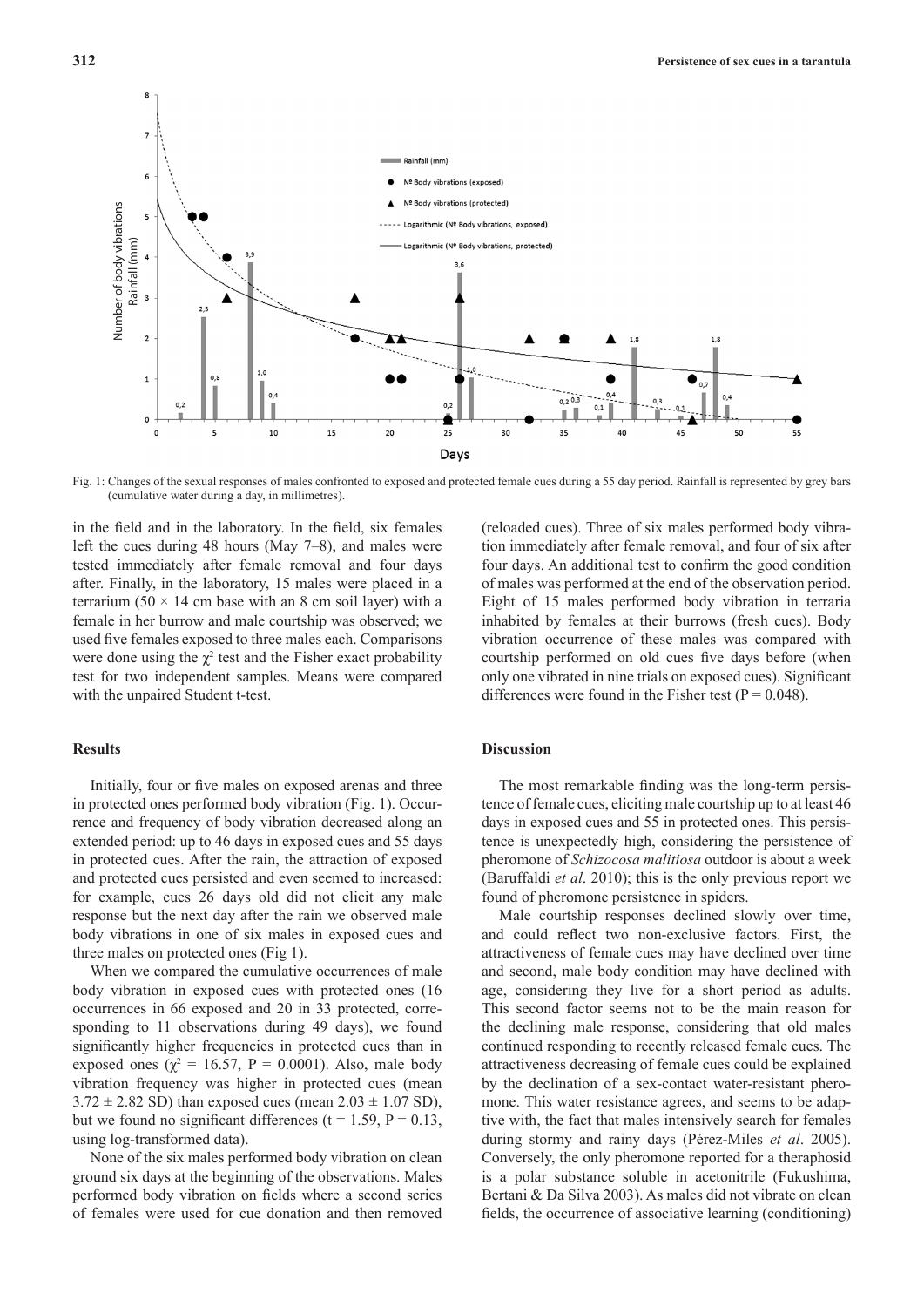Fig. 1: Changes of the sexual responses of males confronted to exposed and protected female cues during a 55 day period. Rainfall is represented by grey bars (cumulative water during a day, in millimetres).

in the field and in the laboratory. In the field, six females left the cues during 48 hours (May 7–8), and males were tested immediately after female removal and four days after. Finally, in the laboratory, 15 males were placed in a terrarium (50 × 14 cm base with an 8 cm soil layer) with a female in her burrow and male courtship was observed; we used five females exposed to three males each. Comparisons were done using the $\chi^2$ test and the Fisher exact probability test for two independent samples. Means were compared with the unpaired Student t-test.

## Results

Initially, four or five males on exposed arenas and three in protected ones performed body vibration (Fig. 1). Occurrence and frequency of body vibration decreased along an extended period: up to 46 days in exposed cues and 55 days in protected cues. After the rain, the attraction of exposed and protected cues persisted and even seemed to increased: for example, cues 26 days old did not elicit any male response but the next day after the rain we observed male body vibrations in one of six males in exposed cues and three males on protected ones (Fig 1).

When we compared the cumulative occurrences of male body vibration in exposed cues with protected ones (16 occurrences in 66 exposed and 20 in 33 protected, corresponding to 11 observations during 49 days), we found significantly higher frequencies in protected cues than in exposed ones ($\chi^2$ = 16.57, P = 0.0001). Also, male body vibration frequency was higher in protected cues (mean 3.72 ± 2.82 SD) than exposed cues (mean 2.03 ± 1.07 SD), but we found no significant differences (t = 1.59, P = 0.13, using log-transformed data).

None of the six males performed body vibration on clean ground six days at the beginning of the observations. Males performed body vibration on fields where a second series of females were used for cue donation and then removed (reloaded cues). Three of six males performed body vibration immediately after female removal, and four of six after four days. An additional test to confirm the good condition of males was performed at the end of the observation period. Eight of 15 males performed body vibration in terraria inhabited by females at their burrows (fresh cues). Body vibration occurrence of these males was compared with courtship performed on old cues five days before (when only one vibrated in nine trials on exposed cues). Significant differences were found in the Fisher test (P = 0.048).

## Discussion

The most remarkable finding was the long-term persistence of female cues, eliciting male courtship up to at least 46 days in exposed cues and 55 in protected ones. This persistence is unexpectedly high, considering the persistence of pheromone of *Schizocosa malitiosa* outdoor is about a week (Baruffaldi *et al*. 2010); this is the only previous report we found of pheromone persistence in spiders.

Male courtship responses declined slowly over time, and could reflect two non-exclusive factors. First, the attractiveness of female cues may have declined over time and second, male body condition may have declined with age, considering they live for a short period as adults. This second factor seems not to be the main reason for the declining male response, considering that old males continued responding to recently released female cues. The attractiveness decreasing of female cues could be explained by the declination of a sex-contact water-resistant pheromone. This water resistance agrees, and seems to be adaptive with, the fact that males intensively search for females during stormy and rainy days (Pérez-Miles *et al*. 2005). Conversely, the only pheromone reported for a theraphosid is a polar substance soluble in acetonitrile (Fukushima, Bertani & Da Silva 2003). As males did not vibrate on clean fields, the occurrence of associative learning (conditioning)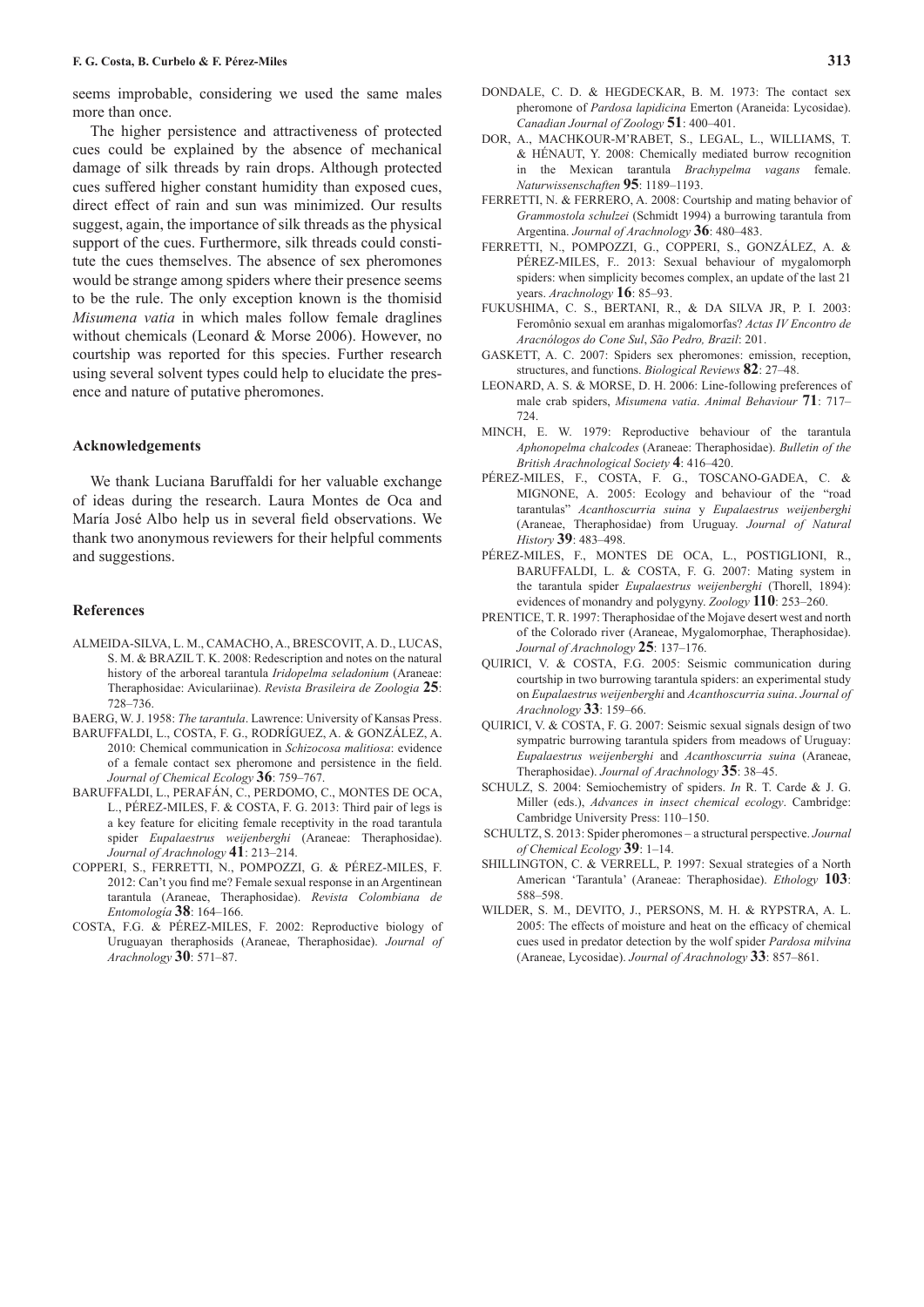seems improbable, considering we used the same males more than once.

The higher persistence and attractiveness of protected cues could be explained by the absence of mechanical damage of silk threads by rain drops. Although protected cues suffered higher constant humidity than exposed cues, direct effect of rain and sun was minimized. Our results suggest, again, the importance of silk threads as the physical support of the cues. Furthermore, silk threads could constitute the cues themselves. The absence of sex pheromones would be strange among spiders where their presence seems to be the rule. The only exception known is the thomisid *Misumena vatia* in which males follow female draglines without chemicals (Leonard & Morse 2006). However, no courtship was reported for this species. Further research using several solvent types could help to elucidate the presence and nature of putative pheromones.

## Acknowledgements

We thank Luciana Baruffaldi for her valuable exchange of ideas during the research. Laura Montes de Oca and María José Albo help us in several field observations. We thank two anonymous reviewers for their helpful comments and suggestions.

## References

ALMEIDA-SILVA, L. M., CAMACHO, A., BRESCOVIT, A. D., LUCAS, S. M. & BRAZIL T. K. 2008: Redescription and notes on the natural history of the arboreal tarantula *Iridopelma seladonium* (Araneae: Theraphosidae: Aviculariinae). *Revista Brasileira de Zoologia* **25**: 728–736.

BAERG, W. J. 1958: *The tarantula*. Lawrence: University of Kansas Press.

BARUFFALDI, L., COSTA, F. G., RODRÍGUEZ, A. & GONZÁLEZ, A. 2010: Chemical communication in *Schizocosa malitiosa*: evidence of a female contact sex pheromone and persistence in the field. *Journal of Chemical Ecology* **36**: 759–767.

BARUFFALDI, L., PERAFÁN, C., PERDOMO, C., MONTES DE OCA, L., PÉREZ-MILES, F. & COSTA, F. G. 2013: Third pair of legs is a key feature for eliciting female receptivity in the road tarantula spider *Eupalaestrus weijenberghi* (Araneae: Theraphosidae). *Journal of Arachnology* **41**: 213–214.

COPPERI, S., FERRETTI, N., POMPOZZI, G. & PÉREZ-MILES, F. 2012: Can't you find me? Female sexual response in an Argentinean tarantula (Araneae, Theraphosidae). *Revista Colombiana de Entomología* **38**: 164–166.

COSTA, F.G. & PÉREZ-MILES, F. 2002: Reproductive biology of Uruguayan theraphosids (Araneae, Theraphosidae). *Journal of Arachnology* **30**: 571–87.

DONDALE, C. D. & HEGDECKAR, B. M. 1973: The contact sex pheromone of *Pardosa lapidicina* Emerton (Araneida: Lycosidae). *Canadian Journal of Zoology* **51**: 400–401.

DOR, A., MACHKOUR-M'RABET, S., LEGAL, L., WILLIAMS, T. & HÉNAUT, Y. 2008: Chemically mediated burrow recognition in the Mexican tarantula *Brachypelma vagans* female. *Naturwissenschaften* **95**: 1189–1193.

FERRETTI, N. & FERRERO, A. 2008: Courtship and mating behavior of *Grammostola schulzei* (Schmidt 1994) a burrowing tarantula from Argentina. *Journal of Arachnology* **36**: 480–483.

FERRETTI, N., POMPOZZI, G., COPPERI, S., GONZÁLEZ, A. & PÉREZ-MILES, F.. 2013: Sexual behaviour of mygalomorph spiders: when simplicity becomes complex, an update of the last 21 years. *Arachnology* **16**: 85–93.

FUKUSHIMA, C. S., BERTANI, R., & DA SILVA JR, P. I. 2003: Feromônio sexual em aranhas migalomorfas? *Actas IV Encontro de Aracnólogos do Cone Sul*, *São Pedro, Brazil*: 201.

GASKETT, A. C. 2007: Spiders sex pheromones: emission, reception, structures, and functions. *Biological Reviews* **82**: 27–48.

LEONARD, A. S. & MORSE, D. H. 2006: Line-following preferences of male crab spiders, *Misumena vatia*. *Animal Behaviour* **71**: 717–724.

MINCH, E. W. 1979: Reproductive behaviour of the tarantula *Aphonopelma chalcodes* (Araneae: Theraphosidae). *Bulletin of the British Arachnological Society* **4**: 416–420.

PÉREZ-MILES, F., COSTA, F. G., TOSCANO-GADEA, C. & MIGNONE, A. 2005: Ecology and behaviour of the "road tarantulas" *Acanthoscurria suina* y *Eupalaestrus weijenberghi* (Araneae, Theraphosidae) from Uruguay. *Journal of Natural History* **39**: 483–498.

PÉREZ-MILES, F., MONTES DE OCA, L., POSTIGLIONI, R., BARUFFALDI, L. & COSTA, F. G. 2007: Mating system in the tarantula spider *Eupalaestrus weijenberghi* (Thorell, 1894): evidences of monandry and polygyny. *Zoology* **110**: 253–260.

PRENTICE, T. R. 1997: Theraphosidae of the Mojave desert west and north of the Colorado river (Araneae, Mygalomorphae, Theraphosidae). *Journal of Arachnology* **25**: 137–176.

QUIRICI, V. & COSTA, F.G. 2005: Seismic communication during courtship in two burrowing tarantula spiders: an experimental study on *Eupalaestrus weijenberghi* and *Acanthoscurria suina*. *Journal of Arachnology* **33**: 159–66.

QUIRICI, V. & COSTA, F. G. 2007: Seismic sexual signals design of two sympatric burrowing tarantula spiders from meadows of Uruguay: *Eupalaestrus weijenberghi* and *Acanthoscurria suina* (Araneae, Theraphosidae). *Journal of Arachnology* **35**: 38–45.

SCHULZ, S. 2004: Semiochemistry of spiders. *In* R. T. Carde & J. G. Miller (eds.), *Advances in insect chemical ecology*. Cambridge: Cambridge University Press: 110–150.

SCHULTZ, S. 2013: Spider pheromones – a structural perspective. *Journal of Chemical Ecology* **39**: 1–14.

SHILLINGTON, C. & VERRELL, P. 1997: Sexual strategies of a North American 'Tarantula' (Araneae: Theraphosidae). *Ethology* **103**: 588–598.

WILDER, S. M., DEVITO, J., PERSONS, M. H. & RYPSTRA, A. L. 2005: The effects of moisture and heat on the efficacy of chemical cues used in predator detection by the wolf spider *Pardosa milvina* (Araneae, Lycosidae). *Journal of Arachnology* **33**: 857–861.